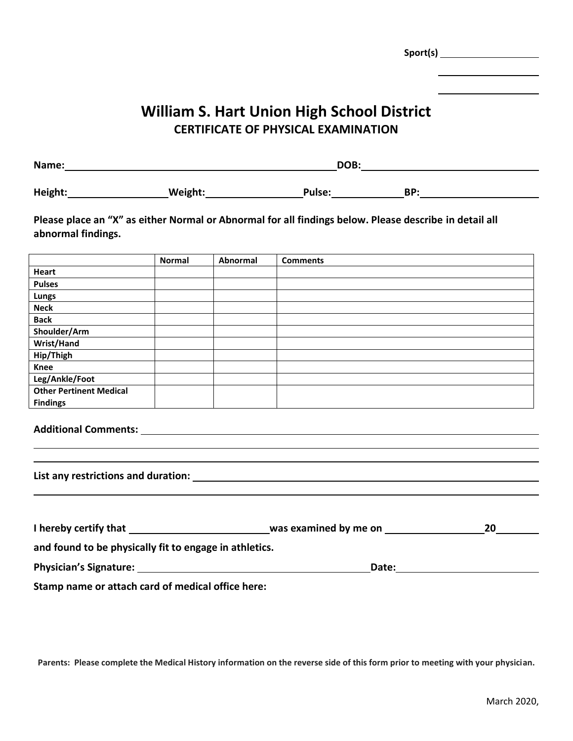**Sport(s)** ____________________

____________________

____________________

# William S. Hart Union High School District

## CERTIFICATE OF PHYSICAL EXAMINATION

**Name:** ______________________________________ **DOB:** ______________________________

**Height:** ________________ **Weight:** ________________ **Pulse:** ____________ **BP:** ____________________

**Please place an "X" as either Normal or Abnormal for all findings below. Please describe in detail all abnormal findings.**

| | **Normal** | **Abnormal** | **Comments** |
|---|---|---|---|
| **Heart** | | | |
| **Pulses** | | | |
| **Lungs** | | | |
| **Neck** | | | |
| **Back** | | | |
| **Shoulder/Arm** | | | |
| **Wrist/Hand** | | | |
| **Hip/Thigh** | | | |
| **Knee** | | | |
| **Leg/Ankle/Foot** | | | |
| **Other Pertinent Medical Findings** | | | |

**Additional Comments:** ________________________________________________________________

________________________________________________________________________________

________________________________________________________________________________

**List any restrictions and duration:** ____________________________________________________

________________________________________________________________________________

**I hereby certify that** ________________________ **was examined by me on** ________________ **20** ________

**and found to be physically fit to engage in athletics.**

**Physician's Signature:** ______________________________________ **Date:** ______________________

**Stamp name or attach card of medical office here:**

**Parents: Please complete the Medical History information on the reverse side of this form prior to meeting with your physician.**

March 2020,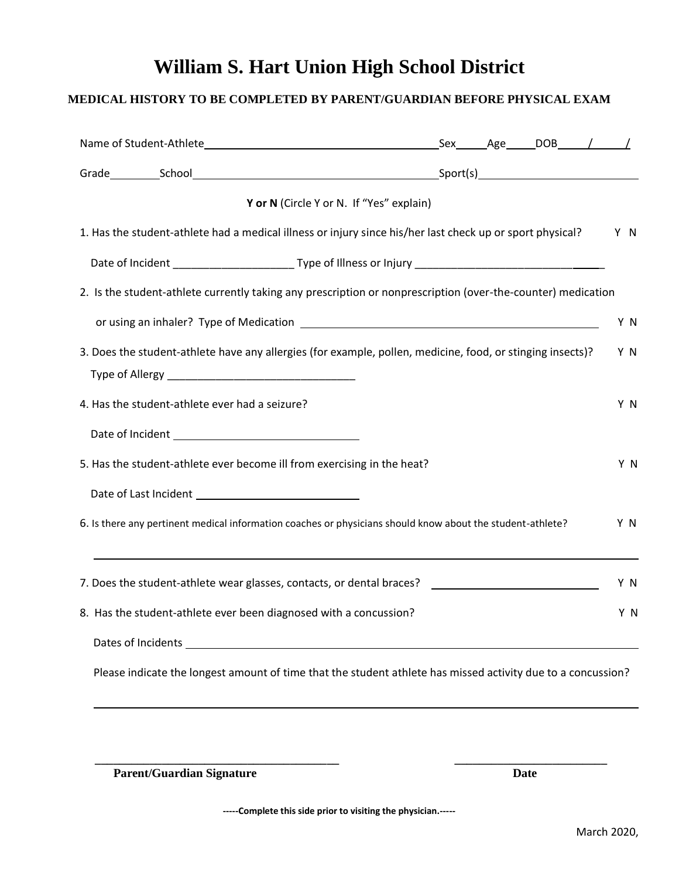# William S. Hart Union High School District

## MEDICAL HISTORY TO BE COMPLETED BY PARENT/GUARDIAN BEFORE PHYSICAL EXAM

Name of Student-Athlete\_\_\_\_\_\_\_\_\_\_\_\_\_\_\_\_\_\_\_\_\_\_\_\_\_\_\_\_\_\_\_\_\_\_\_\_\_\_\_\_ Sex\_\_\_\_\_ Age\_\_\_\_\_ DOB\_\_\_\_\_/\_\_\_\_\_/

Grade\_\_\_\_\_\_\_\_ School\_\_\_\_\_\_\_\_\_\_\_\_\_\_\_\_\_\_\_\_\_\_\_\_\_\_\_\_\_\_\_\_\_\_\_\_\_\_\_\_ Sport(s)\_\_\_\_\_\_\_\_\_\_\_\_\_\_\_\_\_\_\_\_\_\_\_\_\_\_

**Y or N** (Circle Y or N. If "Yes" explain)

1. Has the student-athlete had a medical illness or injury since his/her last check up or sport physical? Y N

   Date of Incident \_\_\_\_\_\_\_\_\_\_\_\_\_\_\_\_\_\_\_\_ Type of Illness or Injury \_\_\_\_\_\_\_\_\_\_\_\_\_\_\_\_\_\_\_\_\_\_\_\_\_\_\_\_\_\_\_\_

2. Is the student-athlete currently taking any prescription or nonprescription (over-the-counter) medication

   or using an inhaler? Type of Medication \_\_\_\_\_\_\_\_\_\_\_\_\_\_\_\_\_\_\_\_\_\_\_\_\_\_\_\_\_\_\_\_\_\_\_\_\_\_\_\_\_\_\_\_\_\_\_\_\_\_ Y N

3. Does the student-athlete have any allergies (for example, pollen, medicine, food, or stinging insects)? Y N

   Type of Allergy \_\_\_\_\_\_\_\_\_\_\_\_\_\_\_\_\_\_\_\_\_\_\_\_\_\_\_\_\_\_\_\_

4. Has the student-athlete ever had a seizure? Y N

   Date of Incident \_\_\_\_\_\_\_\_\_\_\_\_\_\_\_\_\_\_\_\_\_\_\_\_\_\_\_\_\_\_

5. Has the student-athlete ever become ill from exercising in the heat? Y N

   Date of Last Incident \_\_\_\_\_\_\_\_\_\_\_\_\_\_\_\_\_\_\_\_\_\_\_\_\_\_\_

6. Is there any pertinent medical information coaches or physicians should know about the student-athlete? Y N

   \_\_\_\_\_\_\_\_\_\_\_\_\_\_\_\_\_\_\_\_\_\_\_\_\_\_\_\_\_\_\_\_\_\_\_\_\_\_\_\_\_\_\_\_\_\_\_\_\_\_\_\_\_\_\_\_\_\_\_\_\_\_\_\_\_\_\_\_\_\_\_\_\_\_\_\_\_\_\_\_\_\_\_\_\_\_\_\_\_\_

7. Does the student-athlete wear glasses, contacts, or dental braces? \_\_\_\_\_\_\_\_\_\_\_\_\_\_\_\_\_\_\_\_\_\_\_\_\_\_\_\_\_ Y N

8. Has the student-athlete ever been diagnosed with a concussion? Y N

   Dates of Incidents \_\_\_\_\_\_\_\_\_\_\_\_\_\_\_\_\_\_\_\_\_\_\_\_\_\_\_\_\_\_\_\_\_\_\_\_\_\_\_\_\_\_\_\_\_\_\_\_\_\_\_\_\_\_\_\_\_\_\_\_\_\_\_\_\_\_\_\_\_\_\_\_\_\_\_\_\_

   Please indicate the longest amount of time that the student athlete has missed activity due to a concussion?

   \_\_\_\_\_\_\_\_\_\_\_\_\_\_\_\_\_\_\_\_\_\_\_\_\_\_\_\_\_\_\_\_\_\_\_\_\_\_\_\_\_\_\_\_\_\_\_\_\_\_\_\_\_\_\_\_\_\_\_\_\_\_\_\_\_\_\_\_\_\_\_\_\_\_\_\_\_\_\_\_\_\_\_\_\_\_\_\_\_\_

\_\_\_\_\_\_\_\_\_\_\_\_\_\_\_\_\_\_\_\_\_\_\_\_\_\_\_\_\_\_\_\_\_\_\_\_\_\_\_\_ \_\_\_\_\_\_\_\_\_\_\_\_\_\_\_\_\_\_\_\_\_\_\_\_\_\_

**Parent/Guardian Signature** **Date**

**-----Complete this side prior to visiting the physician.-----**

March 2020,